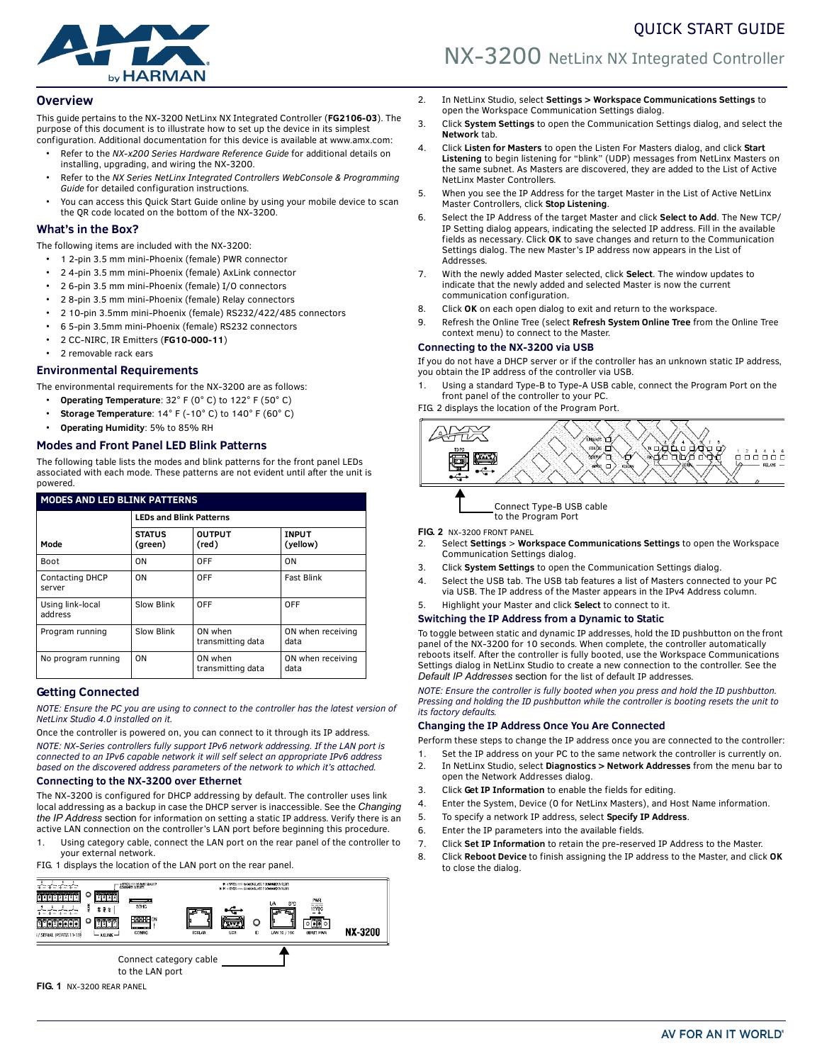# QUICK START GUIDE

# NX-3200 NetLinx NX Integrated Controller

## Overview

This guide pertains to the NX-3200 NetLinx NX Integrated Controller (**FG2106-03**). The purpose of this document is to illustrate how to set up the device in its simplest configuration. Additional documentation for this device is available at www.amx.com:

- Refer to the *NX-x200 Series Hardware Reference Guide* for additional details on installing, upgrading, and wiring the NX-3200.
- Refer to the *NX Series NetLinx Integrated Controllers WebConsole & Programming Guide* for detailed configuration instructions.
- You can access this Quick Start Guide online by using your mobile device to scan the QR code located on the bottom of the NX-3200.

## What's in the Box?

The following items are included with the NX-3200:

- 1 2-pin 3.5 mm mini-Phoenix (female) PWR connector
- 2 4-pin 3.5 mm mini-Phoenix (female) AxLink connector
- 2 6-pin 3.5 mm mini-Phoenix (female) I/O connectors
- 2 8-pin 3.5 mm mini-Phoenix (female) Relay connectors
- 2 10-pin 3.5mm mini-Phoenix (female) RS232/422/485 connectors
- 6 5-pin 3.5mm mini-Phoenix (female) RS232 connectors
- 2 CC-NIRC, IR Emitters (**FG10-000-11**)
- 2 removable rack ears

## Environmental Requirements

The environmental requirements for the NX-3200 are as follows:

- **Operating Temperature**: 32° F (0° C) to 122° F (50° C)
- **Storage Temperature**: 14° F (-10° C) to 140° F (60° C)
- **Operating Humidity**: 5% to 85% RH

## Modes and Front Panel LED Blink Patterns

The following table lists the modes and blink patterns for the front panel LEDs associated with each mode. These patterns are not evident until after the unit is powered.

| MODES AND LED BLINK PATTERNS | | | |
|---|---|---|---|
| | LEDs and Blink Patterns | | |
| Mode | STATUS (green) | OUTPUT (red) | INPUT (yellow) |
| Boot | ON | OFF | ON |
| Contacting DHCP server | ON | OFF | Fast Blink |
| Using link-local address | Slow Blink | OFF | OFF |
| Program running | Slow Blink | ON when transmitting data | ON when receiving data |
| No program running | ON | ON when transmitting data | ON when receiving data |

## Getting Connected

*NOTE: Ensure the PC you are using to connect to the controller has the latest version of NetLinx Studio 4.0 installed on it.*

Once the controller is powered on, you can connect to it through its IP address.

*NOTE: NX-Series controllers fully support IPv6 network addressing. If the LAN port is connected to an IPv6 capable network it will self select an appropriate IPv6 address based on the discovered address parameters of the network to which it's attached.*

### Connecting to the NX-3200 over Ethernet

The NX-3200 is configured for DHCP addressing by default. The controller uses link local addressing as a backup in case the DHCP server is inaccessible. See the *Changing the IP Address* section for information on setting a static IP address. Verify there is an active LAN connection on the controller's LAN port before beginning this procedure.

1. Using category cable, connect the LAN port on the rear panel of the controller to your external network.

FIG. 1 displays the location of the LAN port on the rear panel.

Connect category cable to the LAN port

**FIG. 1** NX-3200 REAR PANEL

2. In NetLinx Studio, select **Settings > Workspace Communications Settings** to open the Workspace Communication Settings dialog.
3. Click **System Settings** to open the Communication Settings dialog, and select the **Network** tab.
4. Click **Listen for Masters** to open the Listen For Masters dialog, and click **Start Listening** to begin listening for "blink" (UDP) messages from NetLinx Masters on the same subnet. As Masters are discovered, they are added to the List of Active NetLinx Master Controllers.
5. When you see the IP Address for the target Master in the List of Active NetLinx Master Controllers, click **Stop Listening**.
6. Select the IP Address of the target Master and click **Select to Add**. The New TCP/IP Setting dialog appears, indicating the selected IP address. Fill in the available fields as necessary. Click **OK** to save changes and return to the Communication Settings dialog. The new Master's IP address now appears in the List of Addresses.
7. With the newly added Master selected, click **Select**. The window updates to indicate that the newly added and selected Master is now the current communication configuration.
8. Click **OK** on each open dialog to exit and return to the workspace.
9. Refresh the Online Tree (select **Refresh System Online Tree** from the Online Tree context menu) to connect to the Master.

### Connecting to the NX-3200 via USB

If you do not have a DHCP server or if the controller has an unknown static IP address, you obtain the IP address of the controller via USB.

1. Using a standard Type-B to Type-A USB cable, connect the Program Port on the front panel of the controller to your PC.

FIG. 2 displays the location of the Program Port.

Connect Type-B USB cable to the Program Port

**FIG. 2** NX-3200 FRONT PANEL

2. Select **Settings** > **Workspace Communications Settings** to open the Workspace Communication Settings dialog.
3. Click **System Settings** to open the Communication Settings dialog.
4. Select the USB tab. The USB tab features a list of Masters connected to your PC via USB. The IP address of the Master appears in the IPv4 Address column.
5. Highlight your Master and click **Select** to connect to it.

### Switching the IP Address from a Dynamic to Static

To toggle between static and dynamic IP addresses, hold the ID pushbutton on the front panel of the NX-3200 for 10 seconds. When complete, the controller automatically reboots itself. After the controller is fully booted, use the Workspace Communications Settings dialog in NetLinx Studio to create a new connection to the controller. See the *Default IP Addresses* section for the list of default IP addresses.

*NOTE: Ensure the controller is fully booted when you press and hold the ID pushbutton. Pressing and holding the ID pushbutton while the controller is booting resets the unit to its factory defaults.*

### Changing the IP Address Once You Are Connected

Perform these steps to change the IP address once you are connected to the controller:

1. Set the IP address on your PC to the same network the controller is currently on.
2. In NetLinx Studio, select **Diagnostics > Network Addresses** from the menu bar to open the Network Addresses dialog.
3. Click **Get IP Information** to enable the fields for editing.
4. Enter the System, Device (0 for NetLinx Masters), and Host Name information.
5. To specify a network IP address, select **Specify IP Address**.
6. Enter the IP parameters into the available fields.
7. Click **Set IP Information** to retain the pre-reserved IP Address to the Master.
8. Click **Reboot Device** to finish assigning the IP address to the Master, and click **OK** to close the dialog.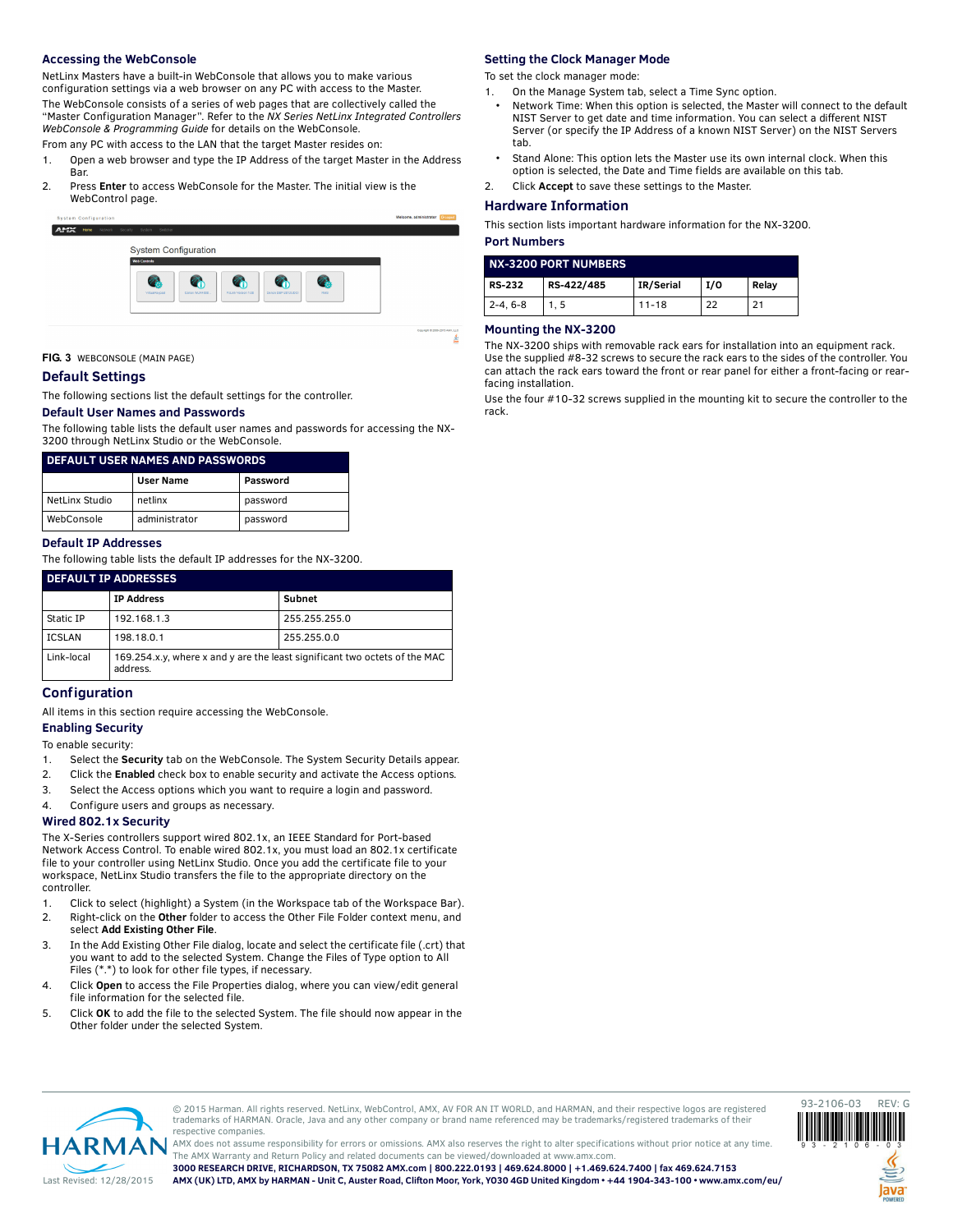## Accessing the WebConsole

NetLinx Masters have a built-in WebConsole that allows you to make various configuration settings via a web browser on any PC with access to the Master.

The WebConsole consists of a series of web pages that are collectively called the "Master Configuration Manager". Refer to the *NX Series NetLinx Integrated Controllers WebConsole & Programming Guide* for details on the WebConsole.

From any PC with access to the LAN that the target Master resides on:

1. Open a web browser and type the IP Address of the target Master in the Address Bar.
2. Press **Enter** to access WebConsole for the Master. The initial view is the WebControl page.

**FIG. 3** WEBCONSOLE (MAIN PAGE)

## Default Settings

The following sections list the default settings for the controller.

### Default User Names and Passwords

The following table lists the default user names and passwords for accessing the NX-3200 through NetLinx Studio or the WebConsole.

| DEFAULT USER NAMES AND PASSWORDS | | |
|---|---|---|
| | **User Name** | **Password** |
| NetLinx Studio | netlinx | password |
| WebConsole | administrator | password |

### Default IP Addresses

The following table lists the default IP addresses for the NX-3200.

| DEFAULT IP ADDRESSES | | |
|---|---|---|
| | **IP Address** | **Subnet** |
| Static IP | 192.168.1.3 | 255.255.255.0 |
| ICSLAN | 198.18.0.1 | 255.255.0.0 |
| Link-local | 169.254.x.y, where x and y are the least significant two octets of the MAC address. | |

## Configuration

All items in this section require accessing the WebConsole.

### Enabling Security

To enable security:

1. Select the **Security** tab on the WebConsole. The System Security Details appear.
2. Click the **Enabled** check box to enable security and activate the Access options.
3. Select the Access options which you want to require a login and password.
4. Configure users and groups as necessary.

### Wired 802.1x Security

The X-Series controllers support wired 802.1x, an IEEE Standard for Port-based Network Access Control. To enable wired 802.1x, you must load an 802.1x certificate file to your controller using NetLinx Studio. Once you add the certificate file to your workspace, NetLinx Studio transfers the file to the appropriate directory on the controller.

1. Click to select (highlight) a System (in the Workspace tab of the Workspace Bar).
2. Right-click on the **Other** folder to access the Other File Folder context menu, and select **Add Existing Other File**.
3. In the Add Existing Other File dialog, locate and select the certificate file (.crt) that you want to add to the selected System. Change the Files of Type option to All Files (*.*) to look for other file types, if necessary.
4. Click **Open** to access the File Properties dialog, where you can view/edit general file information for the selected file.
5. Click **OK** to add the file to the selected System. The file should now appear in the Other folder under the selected System.

### Setting the Clock Manager Mode

To set the clock manager mode:

1. On the Manage System tab, select a Time Sync option.
   - Network Time: When this option is selected, the Master will connect to the default NIST Server to get date and time information. You can select a different NIST Server (or specify the IP Address of a known NIST Server) on the NIST Servers tab.
   - Stand Alone: This option lets the Master use its own internal clock. When this option is selected, the Date and Time fields are available on this tab.
2. Click **Accept** to save these settings to the Master.

## Hardware Information

This section lists important hardware information for the NX-3200.

### Port Numbers

| NX-3200 PORT NUMBERS | | | | |
|---|---|---|---|---|
| **RS-232** | **RS-422/485** | **IR/Serial** | **I/O** | **Relay** |
| 2-4, 6-8 | 1, 5 | 11-18 | 22 | 21 |

### Mounting the NX-3200

The NX-3200 ships with removable rack ears for installation into an equipment rack. Use the supplied #8-32 screws to secure the rack ears to the sides of the controller. You can attach the rack ears toward the front or rear panel for either a front-facing or rear-facing installation.

Use the four #10-32 screws supplied in the mounting kit to secure the controller to the rack.

---

Last Revised: 12/28/2015

© 2015 Harman. All rights reserved. NetLinx, WebControl, AMX, AV FOR AN IT WORLD, and HARMAN, and their respective logos are registered trademarks of HARMAN. Oracle, Java and any other company or brand name referenced may be trademarks/registered trademarks of their respective companies.
AMX does not assume responsibility for errors or omissions. AMX also reserves the right to alter specifications without prior notice at any time. The AMX Warranty and Return Policy and related documents can be viewed/downloaded at www.amx.com.
**3000 RESEARCH DRIVE, RICHARDSON, TX 75082 AMX.com | 800.222.0193 | 469.624.8000 | +1.469.624.7400 | fax 469.624.7153**
**AMX (UK) LTD, AMX by HARMAN - Unit C, Auster Road, Clifton Moor, York, YO30 4GD United Kingdom • +44 1904-343-100 • www.amx.com/eu/**

93-2106-03 REV: G